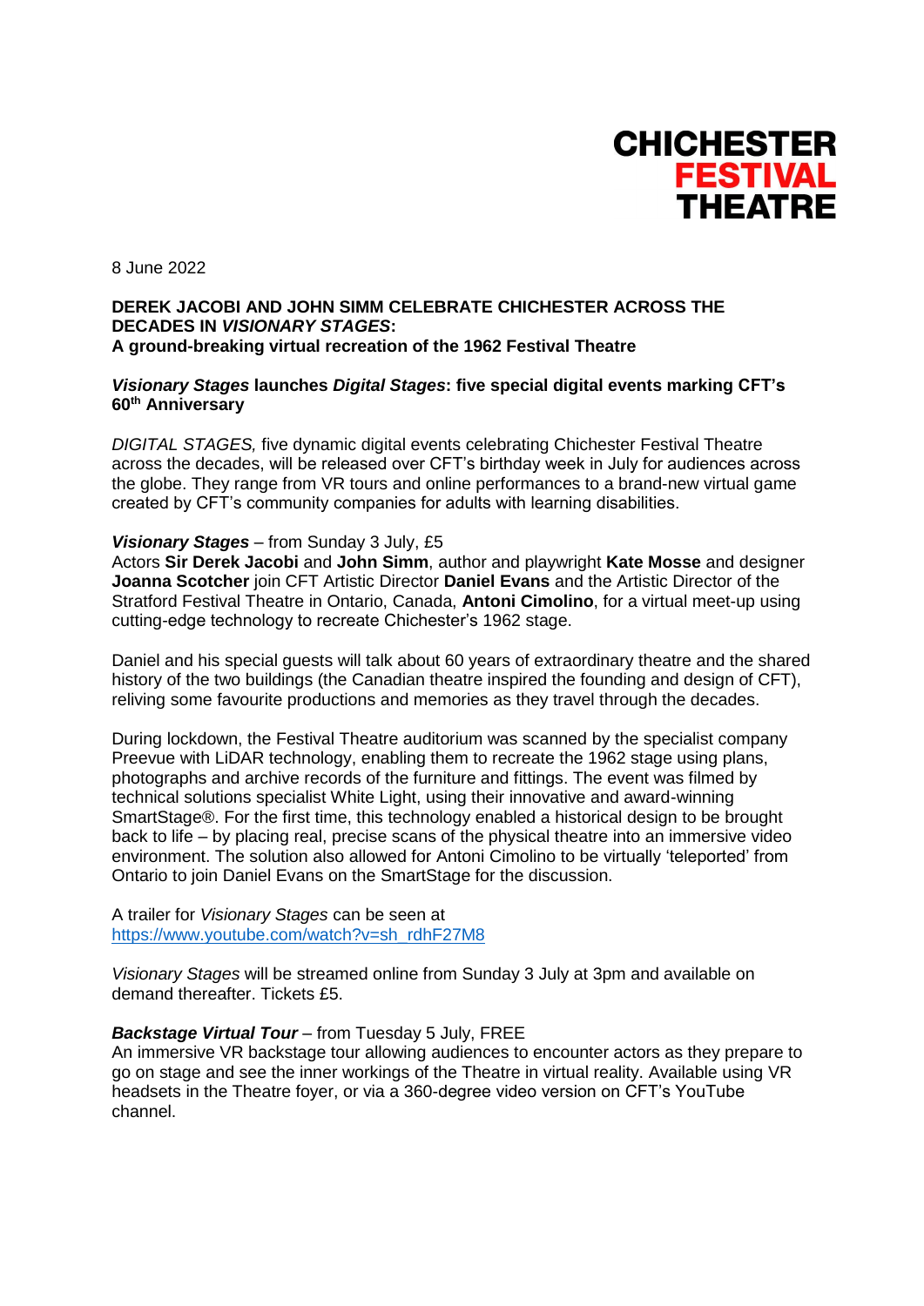**CHICHESTER FESTIVAL THEATRE**

8 June 2022

**DERek JACOBI AND JOHN SIMM CELEBRATE CHICHESTER ACROSS THE DECADES IN *VISIONARY STAGES*:**
**A ground-breaking virtual recreation of the 1962 Festival Theatre**

***Visionary Stages* launches *Digital Stages*: five special digital events marking CFT's 60th Anniversary**

*DIGITAL STAGES,* five dynamic digital events celebrating Chichester Festival Theatre across the decades, will be released over CFT's birthday week in July for audiences across the globe. They range from VR tours and online performances to a brand-new virtual game created by CFT's community companies for adults with learning disabilities.

***Visionary Stages*** – from Sunday 3 July, £5
Actors **Sir Derek Jacobi** and **John Simm**, author and playwright **Kate Mosse** and designer **Joanna Scotcher** join CFT Artistic Director **Daniel Evans** and the Artistic Director of the Stratford Festival Theatre in Ontario, Canada, **Antoni Cimolino**, for a virtual meet-up using cutting-edge technology to recreate Chichester's 1962 stage.

Daniel and his special guests will talk about 60 years of extraordinary theatre and the shared history of the two buildings (the Canadian theatre inspired the founding and design of CFT), reliving some favourite productions and memories as they travel through the decades.

During lockdown, the Festival Theatre auditorium was scanned by the specialist company Preevue with LiDAR technology, enabling them to recreate the 1962 stage using plans, photographs and archive records of the furniture and fittings. The event was filmed by technical solutions specialist White Light, using their innovative and award-winning SmartStage®. For the first time, this technology enabled a historical design to be brought back to life – by placing real, precise scans of the physical theatre into an immersive video environment. The solution also allowed for Antoni Cimolino to be virtually 'teleported' from Ontario to join Daniel Evans on the SmartStage for the discussion.

A trailer for *Visionary Stages* can be seen at
https://www.youtube.com/watch?v=sh_rdhF27M8

*Visionary Stages* will be streamed online from Sunday 3 July at 3pm and available on demand thereafter. Tickets £5.

***Backstage Virtual Tour*** – from Tuesday 5 July, FREE
An immersive VR backstage tour allowing audiences to encounter actors as they prepare to go on stage and see the inner workings of the Theatre in virtual reality. Available using VR headsets in the Theatre foyer, or via a 360-degree video version on CFT's YouTube channel.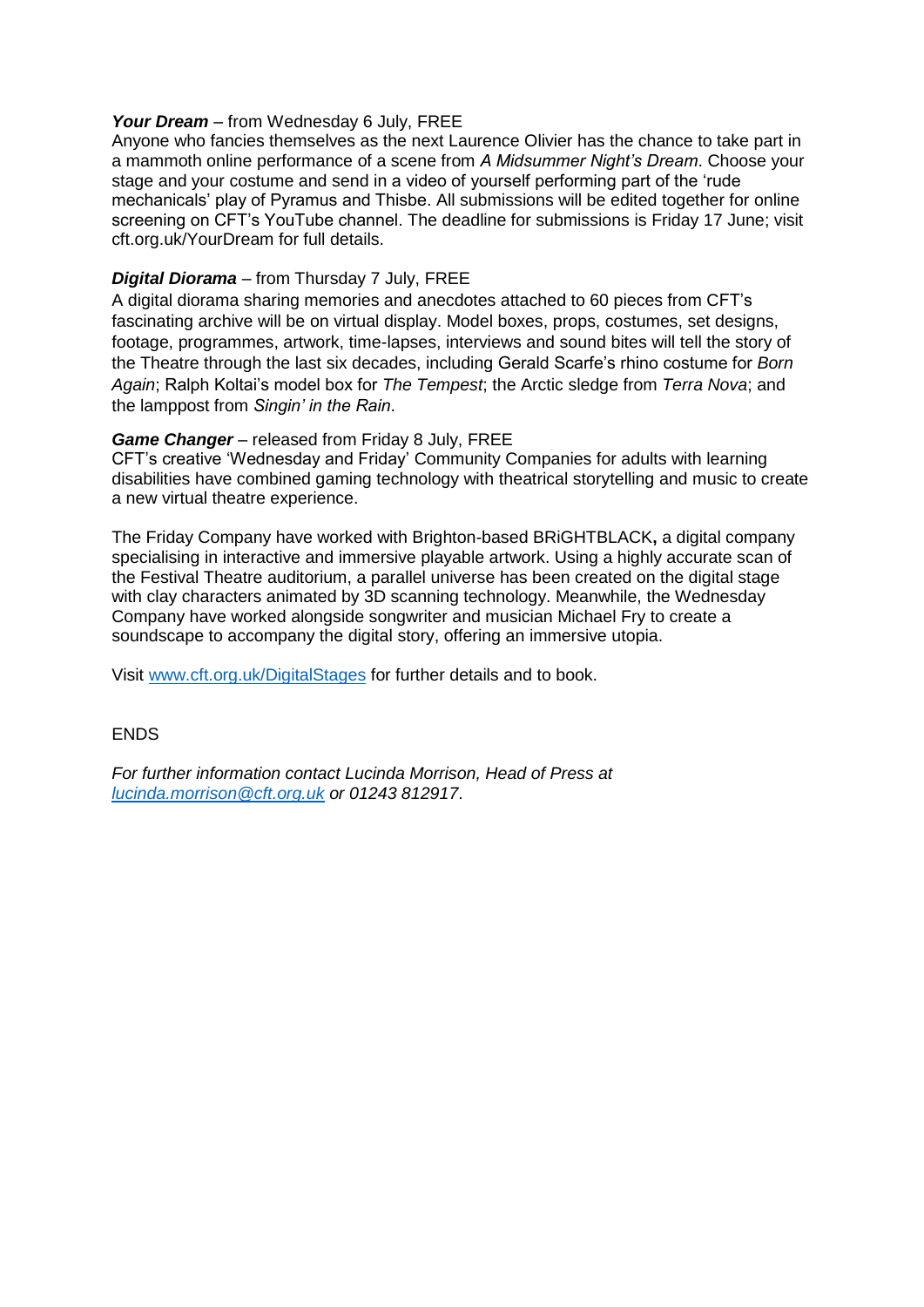***Your Dream*** – from Wednesday 6 July, FREE
Anyone who fancies themselves as the next Laurence Olivier has the chance to take part in a mammoth online performance of a scene from *A Midsummer Night's Dream*. Choose your stage and your costume and send in a video of yourself performing part of the 'rude mechanicals' play of Pyramus and Thisbe. All submissions will be edited together for online screening on CFT's YouTube channel. The deadline for submissions is Friday 17 June; visit cft.org.uk/YourDream for full details.

***Digital Diorama*** – from Thursday 7 July, FREE
A digital diorama sharing memories and anecdotes attached to 60 pieces from CFT's fascinating archive will be on virtual display. Model boxes, props, costumes, set designs, footage, programmes, artwork, time-lapses, interviews and sound bites will tell the story of the Theatre through the last six decades, including Gerald Scarfe's rhino costume for *Born Again*; Ralph Koltai's model box for *The Tempest*; the Arctic sledge from *Terra Nova*; and the lamppost from *Singin' in the Rain*.

***Game Changer*** – released from Friday 8 July, FREE
CFT's creative 'Wednesday and Friday' Community Companies for adults with learning disabilities have combined gaming technology with theatrical storytelling and music to create a new virtual theatre experience.

The Friday Company have worked with Brighton-based BRiGHTBLACK**,** a digital company specialising in interactive and immersive playable artwork. Using a highly accurate scan of the Festival Theatre auditorium, a parallel universe has been created on the digital stage with clay characters animated by 3D scanning technology. Meanwhile, the Wednesday Company have worked alongside songwriter and musician Michael Fry to create a soundscape to accompany the digital story, offering an immersive utopia.

Visit [www.cft.org.uk/DigitalStages](www.cft.org.uk/DigitalStages) for further details and to book.

ENDS

*For further information contact Lucinda Morrison, Head of Press at [lucinda.morrison@cft.org.uk](mailto:lucinda.morrison@cft.org.uk) or 01243 812917.*